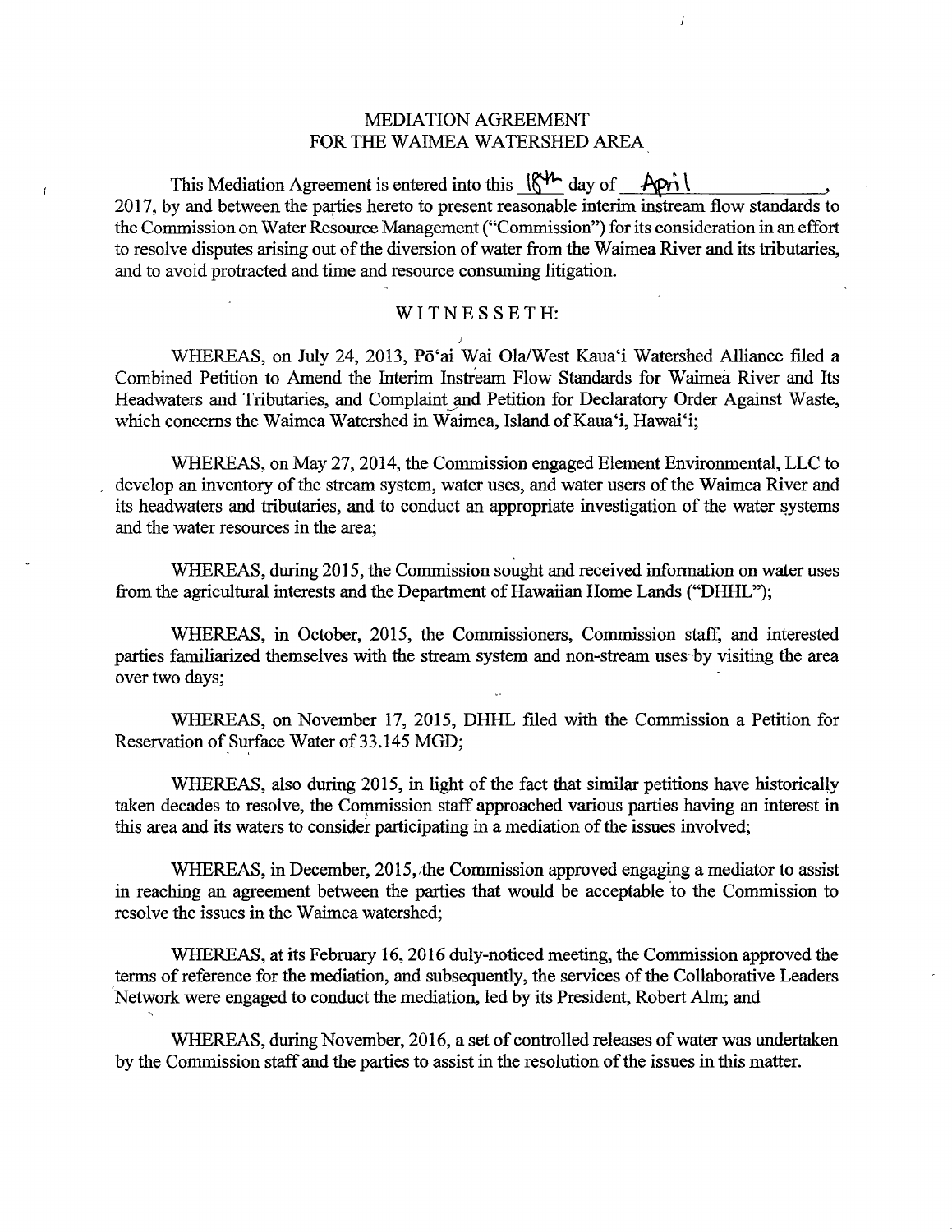# MEDIATION AGREEMENT
# FOR THE WAIMEA WATERSHED AREA

This Mediation Agreement is entered into this 18th day of April, 2017, by and between the parties hereto to present reasonable interim instream flow standards to the Commission on Water Resource Management ("Commission") for its consideration in an effort to resolve disputes arising out of the diversion of water from the Waimea River and its tributaries, and to avoid protracted and time and resource consuming litigation.

## WITNESSETH:

WHEREAS, on July 24, 2013, Pōʻai Wai Ola/West Kauaʻi Watershed Alliance filed a Combined Petition to Amend the Interim Instream Flow Standards for Waimea River and Its Headwaters and Tributaries, and Complaint and Petition for Declaratory Order Against Waste, which concerns the Waimea Watershed in Waimea, Island of Kauaʻi, Hawaiʻi;

WHEREAS, on May 27, 2014, the Commission engaged Element Environmental, LLC to develop an inventory of the stream system, water uses, and water users of the Waimea River and its headwaters and tributaries, and to conduct an appropriate investigation of the water systems and the water resources in the area;

WHEREAS, during 2015, the Commission sought and received information on water uses from the agricultural interests and the Department of Hawaiian Home Lands ("DHHL");

WHEREAS, in October, 2015, the Commissioners, Commission staff, and interested parties familiarized themselves with the stream system and non-stream uses by visiting the area over two days;

WHEREAS, on November 17, 2015, DHHL filed with the Commission a Petition for Reservation of Surface Water of 33.145 MGD;

WHEREAS, also during 2015, in light of the fact that similar petitions have historically taken decades to resolve, the Commission staff approached various parties having an interest in this area and its waters to consider participating in a mediation of the issues involved;

WHEREAS, in December, 2015, the Commission approved engaging a mediator to assist in reaching an agreement between the parties that would be acceptable to the Commission to resolve the issues in the Waimea watershed;

WHEREAS, at its February 16, 2016 duly-noticed meeting, the Commission approved the terms of reference for the mediation, and subsequently, the services of the Collaborative Leaders Network were engaged to conduct the mediation, led by its President, Robert Alm; and

WHEREAS, during November, 2016, a set of controlled releases of water was undertaken by the Commission staff and the parties to assist in the resolution of the issues in this matter.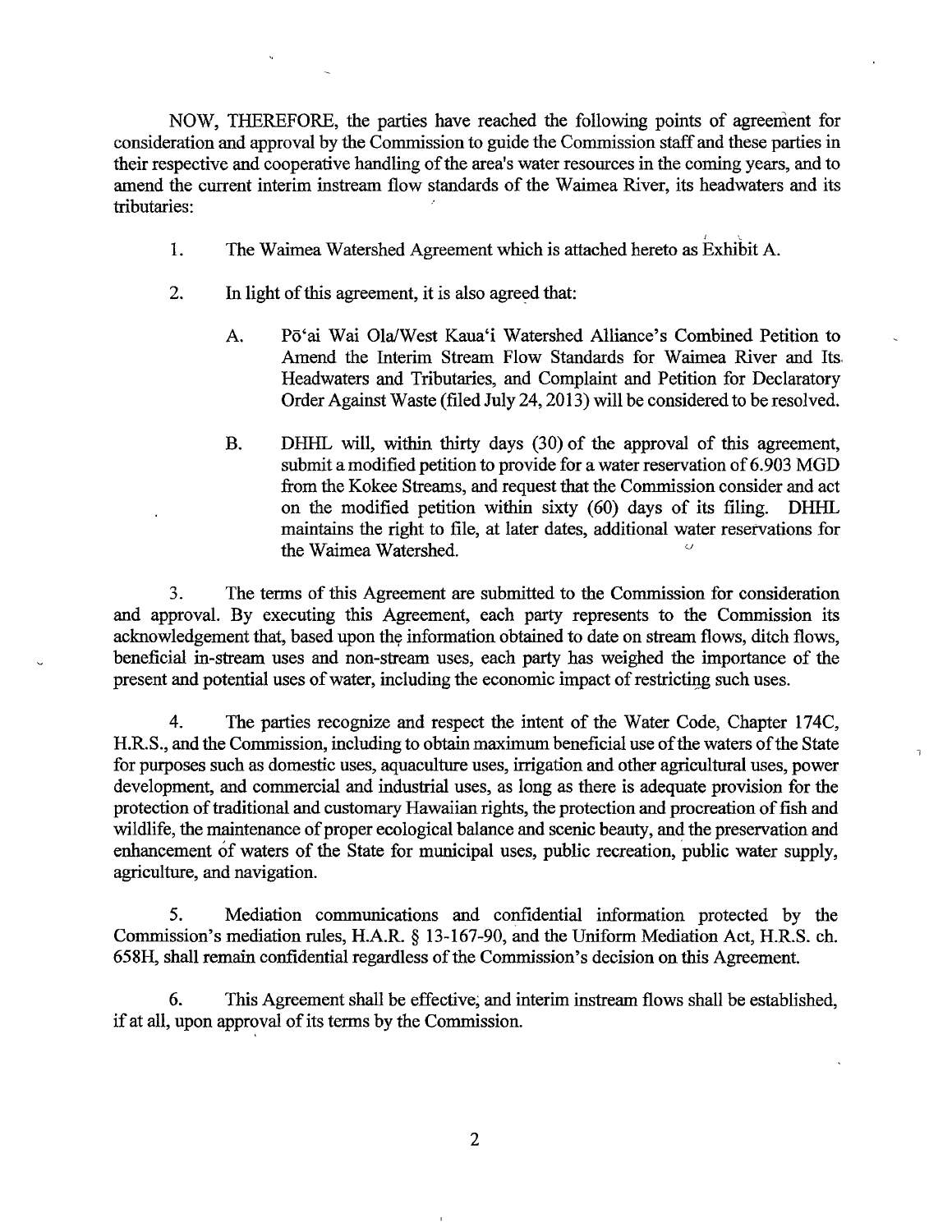NOW, THEREFORE, the parties have reached the following points of agreement for consideration and approval by the Commission to guide the Commission staff and these parties in their respective and cooperative handling of the area's water resources in the coming years, and to amend the current interim instream flow standards of the Waimea River, its headwaters and its tributaries:

1. The Waimea Watershed Agreement which is attached hereto as Exhibit A.

2. In light of this agreement, it is also agreed that:

   A. Pō'ai Wai Ola/West Kaua'i Watershed Alliance's Combined Petition to Amend the Interim Stream Flow Standards for Waimea River and Its Headwaters and Tributaries, and Complaint and Petition for Declaratory Order Against Waste (filed July 24, 2013) will be considered to be resolved.

   B. DHHL will, within thirty days (30) of the approval of this agreement, submit a modified petition to provide for a water reservation of 6.903 MGD from the Kokee Streams, and request that the Commission consider and act on the modified petition within sixty (60) days of its filing. DHHL maintains the right to file, at later dates, additional water reservations for the Waimea Watershed.

3. The terms of this Agreement are submitted to the Commission for consideration and approval. By executing this Agreement, each party represents to the Commission its acknowledgement that, based upon the information obtained to date on stream flows, ditch flows, beneficial in-stream uses and non-stream uses, each party has weighed the importance of the present and potential uses of water, including the economic impact of restricting such uses.

4. The parties recognize and respect the intent of the Water Code, Chapter 174C, H.R.S., and the Commission, including to obtain maximum beneficial use of the waters of the State for purposes such as domestic uses, aquaculture uses, irrigation and other agricultural uses, power development, and commercial and industrial uses, as long as there is adequate provision for the protection of traditional and customary Hawaiian rights, the protection and procreation of fish and wildlife, the maintenance of proper ecological balance and scenic beauty, and the preservation and enhancement of waters of the State for municipal uses, public recreation, public water supply, agriculture, and navigation.

5. Mediation communications and confidential information protected by the Commission's mediation rules, H.A.R. § 13-167-90, and the Uniform Mediation Act, H.R.S. ch. 658H, shall remain confidential regardless of the Commission's decision on this Agreement.

6. This Agreement shall be effective, and interim instream flows shall be established, if at all, upon approval of its terms by the Commission.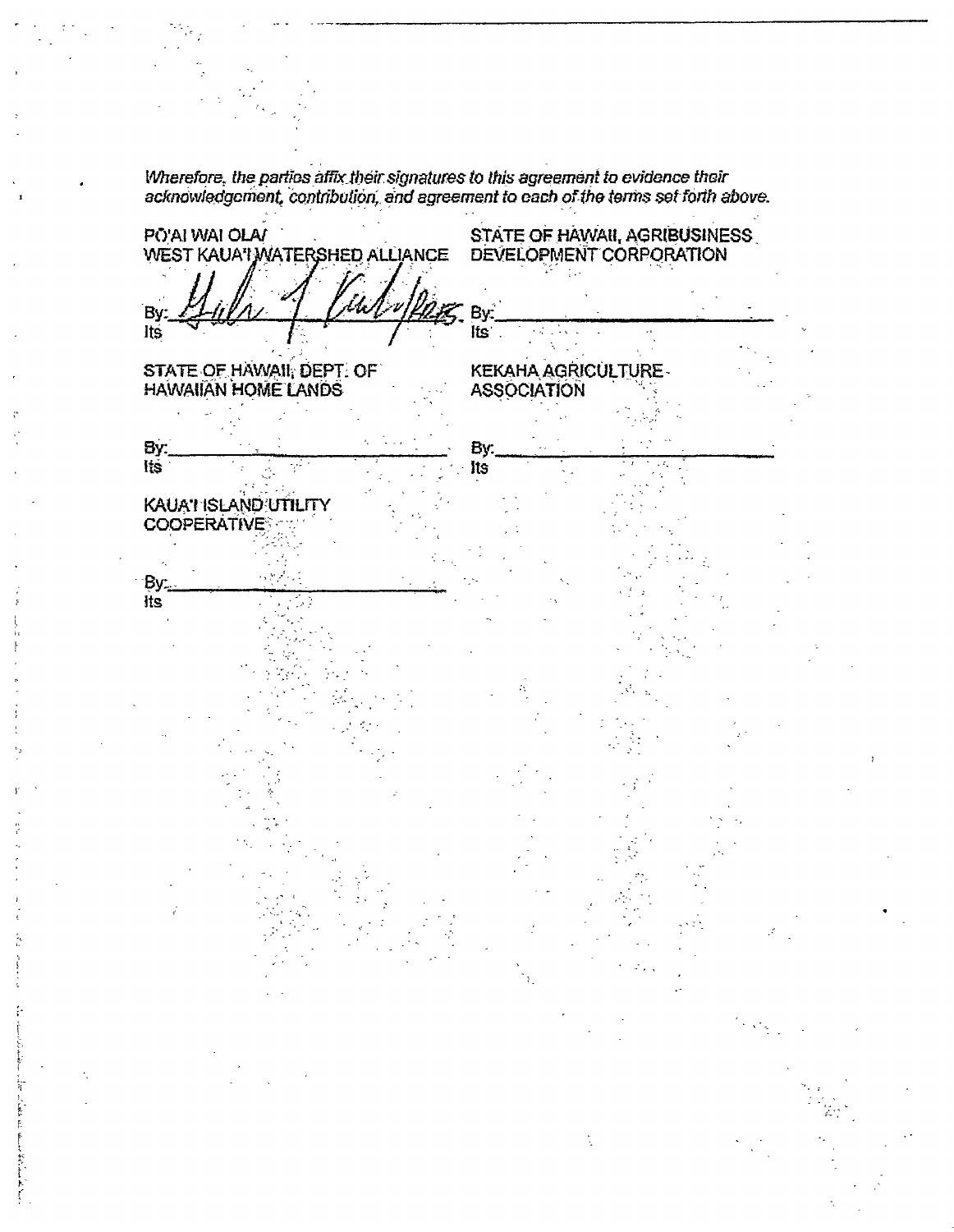*Wherefore, the parties affix their signatures to this agreement to evidence their acknowledgement, contribution, and agreement to each of the terms set forth above.*

PO'AI WAI OLA/
WEST KAUA'I WATERSHED ALLIANCE

By: ______________________
Its

STATE OF HAWAII, AGRIBUSINESS DEVELOPMENT CORPORATION

By: ______________________
Its

STATE OF HAWAII, DEPT. OF HAWAIIAN HOME LANDS

By: ______________________
Its

KEKAHA AGRICULTURE ASSOCIATION

By: ______________________
Its

KAUA'I ISLAND UTILITY COOPERATIVE

By: ______________________
Its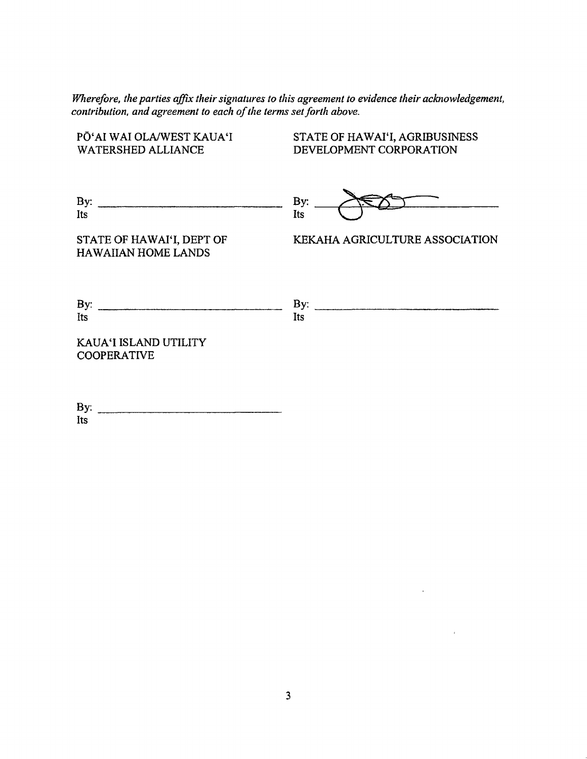*Wherefore, the parties affix their signatures to this agreement to evidence their acknowledgement, contribution, and agreement to each of the terms set forth above.*

PŌʻAI WAI OLA/WEST KAUAʻI WATERSHED ALLIANCE

By: ______________________________
Its

STATE OF HAWAIʻI, AGRIBUSINESS DEVELOPMENT CORPORATION

By: ______________________________
Its

STATE OF HAWAIʻI, DEPT OF HAWAIIAN HOME LANDS

By: ______________________________
Its

KEKAHA AGRICULTURE ASSOCIATION

By: ______________________________
Its

KAUAʻI ISLAND UTILITY COOPERATIVE

By: ______________________________
Its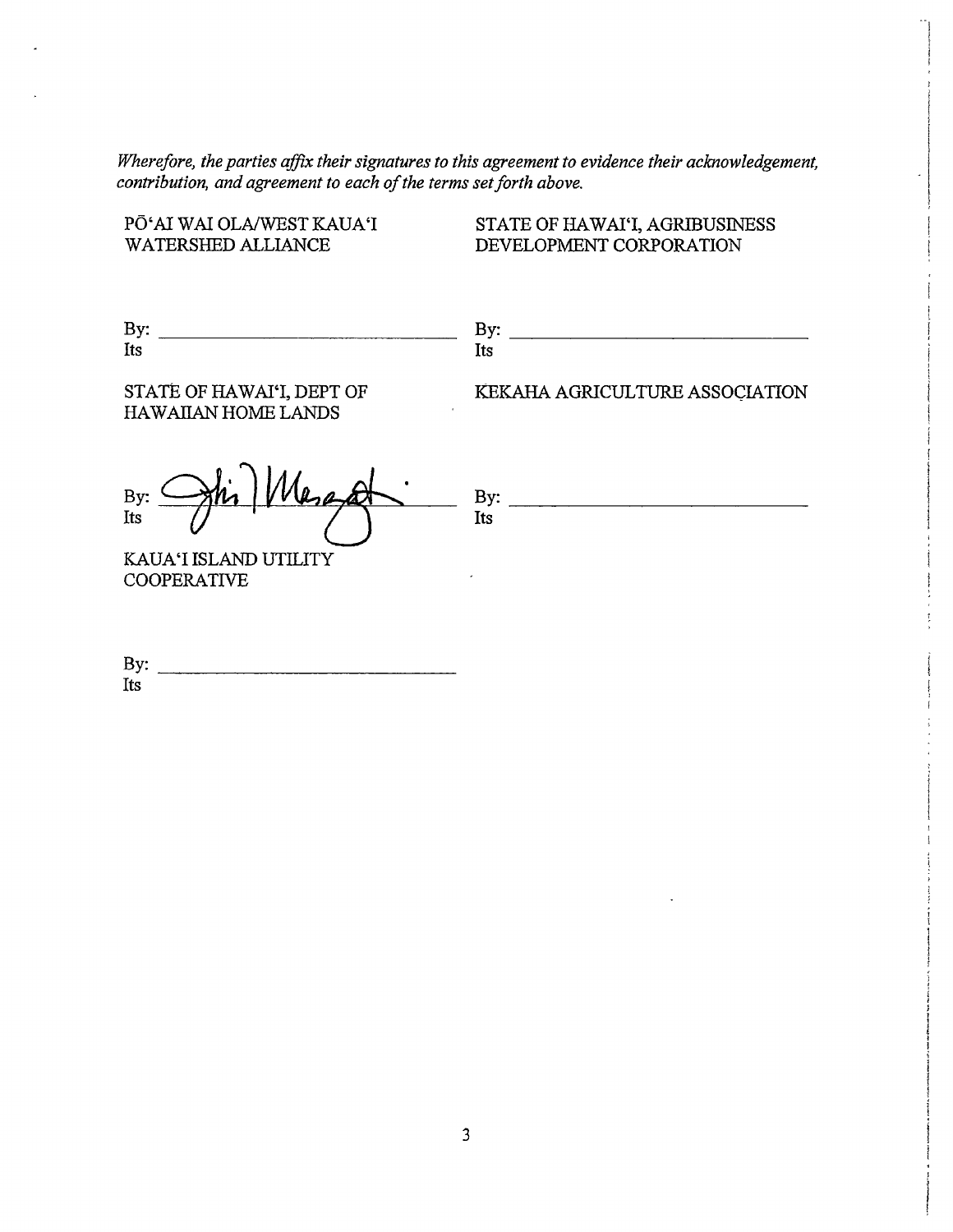*Wherefore, the parties affix their signatures to this agreement to evidence their acknowledgement, contribution, and agreement to each of the terms set forth above.*

PŌʻAI WAI OLA/WEST KAUAʻI WATERSHED ALLIANCE

By: ______________________________
Its

STATE OF HAWAIʻI, AGRIBUSINESS DEVELOPMENT CORPORATION

By: ______________________________
Its

STATE OF HAWAIʻI, DEPT OF HAWAIIAN HOME LANDS

By: ______________________________
Its

KEKAHA AGRICULTURE ASSOCIATION

By: ______________________________
Its

KAUAʻI ISLAND UTILITY COOPERATIVE

By: ______________________________
Its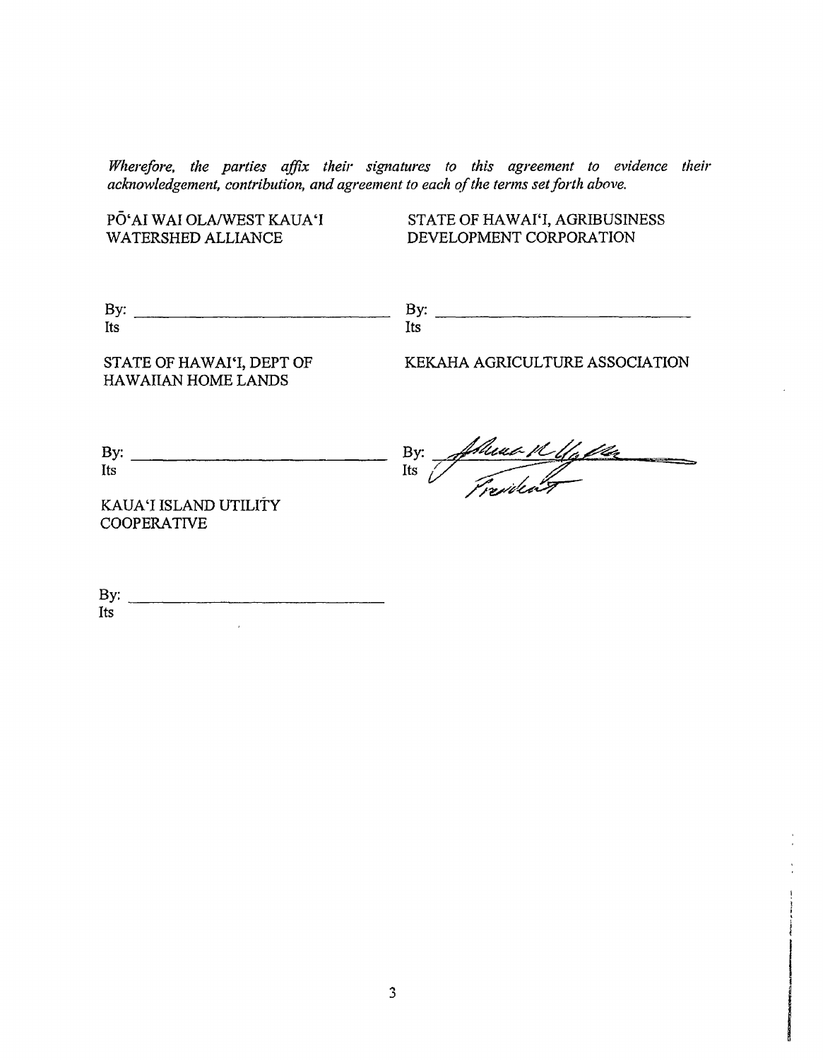*Wherefore, the parties affix their signatures to this agreement to evidence their acknowledgement, contribution, and agreement to each of the terms set forth above.*

PŌ'AI WAI OLA/WEST KAUA'I WATERSHED ALLIANCE

By: ______________________________
Its

STATE OF HAWAI'I, AGRIBUSINESS DEVELOPMENT CORPORATION

By: ______________________________
Its

STATE OF HAWAI'I, DEPT OF HAWAIIAN HOME LANDS

By: ______________________________
Its

KEKAHA AGRICULTURE ASSOCIATION

By: [signature]
Its President

KAUA'I ISLAND UTILITY COOPERATIVE

By: ______________________________
Its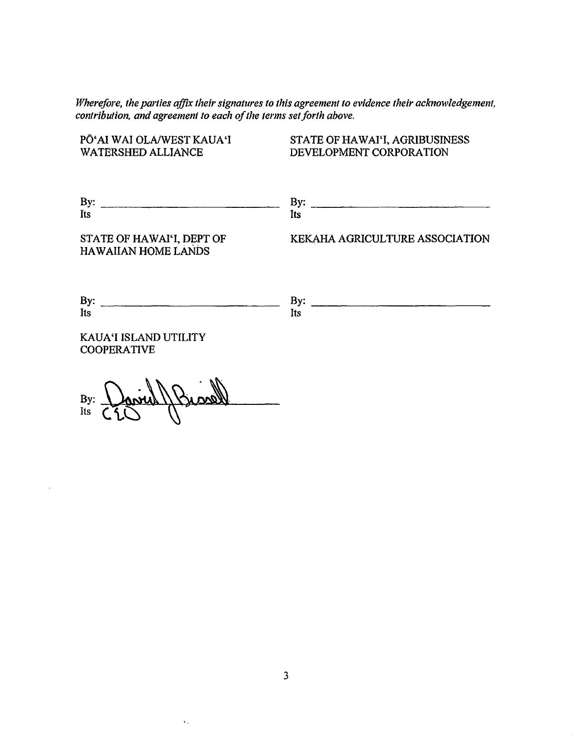*Wherefore, the parties affix their signatures to this agreement to evidence their acknowledgement, contribution, and agreement to each of the terms set forth above.*

PŌʻAI WAI OLA/WEST KAUAʻI WATERSHED ALLIANCE

By: ______________________________
Its

STATE OF HAWAIʻI, AGRIBUSINESS DEVELOPMENT CORPORATION

By: ______________________________
Its

STATE OF HAWAIʻI, DEPT OF HAWAIIAN HOME LANDS

By: ______________________________
Its

KEKAHA AGRICULTURE ASSOCIATION

By: ______________________________
Its

KAUAʻI ISLAND UTILITY COOPERATIVE

By: David Bissell
Its CEO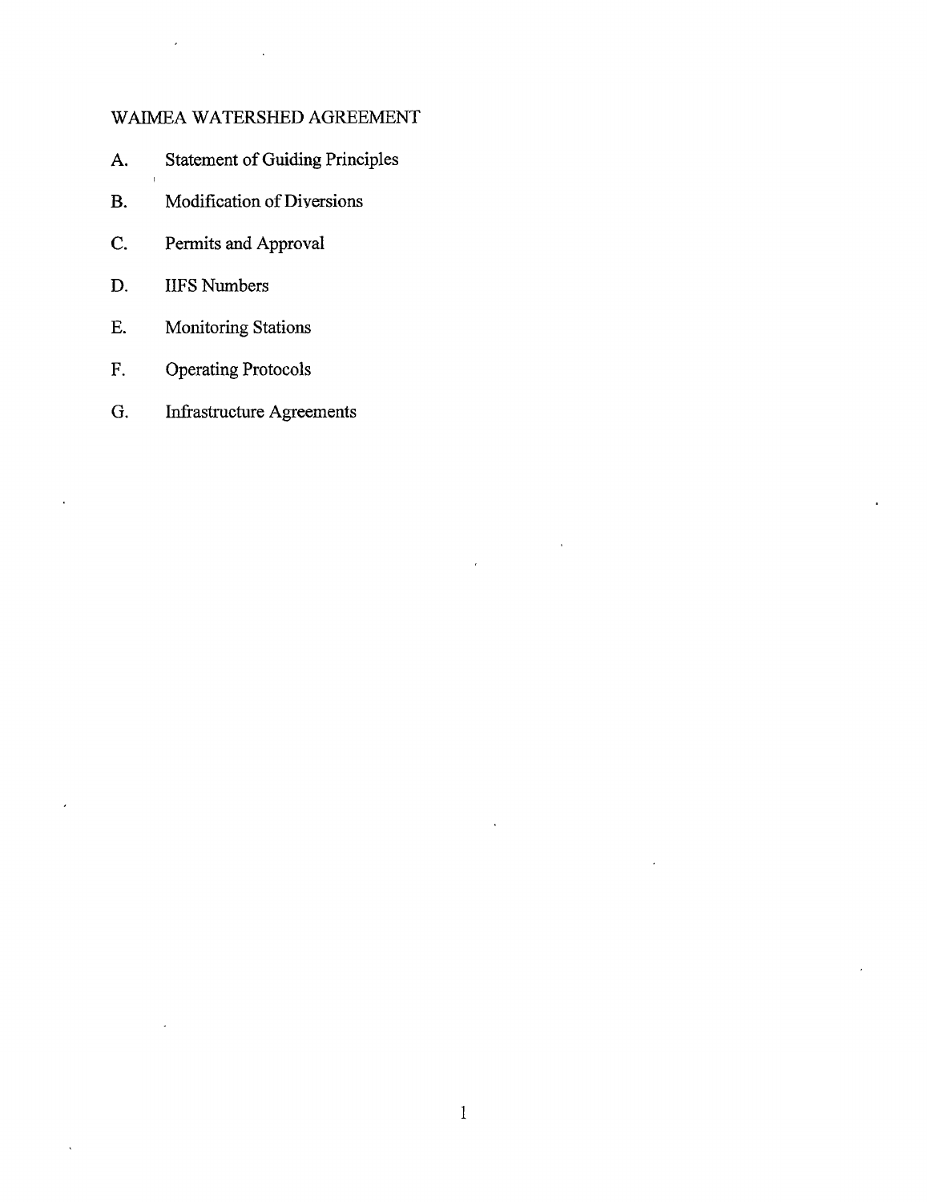# WAIMEA WATERSHED AGREEMENT

A. Statement of Guiding Principles

B. Modification of Diversions

C. Permits and Approval

D. IIFS Numbers

E. Monitoring Stations

F. Operating Protocols

G. Infrastructure Agreements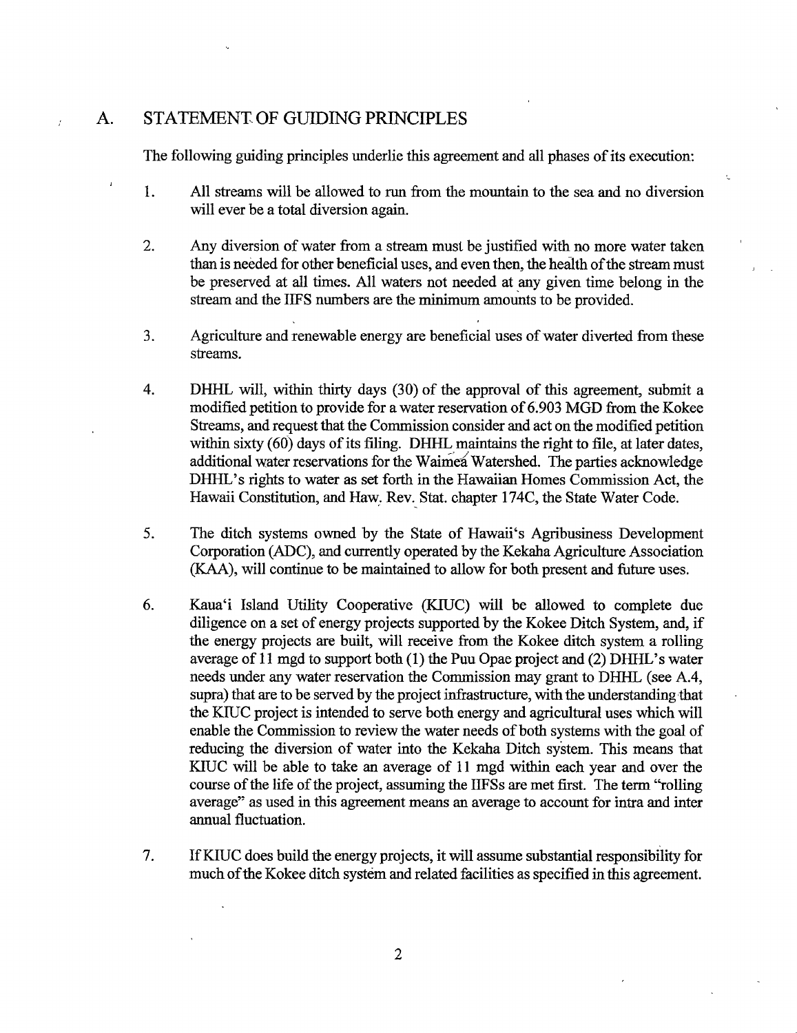## A. STATEMENT OF GUIDING PRINCIPLES

The following guiding principles underlie this agreement and all phases of its execution:

1. All streams will be allowed to run from the mountain to the sea and no diversion will ever be a total diversion again.

2. Any diversion of water from a stream must be justified with no more water taken than is needed for other beneficial uses, and even then, the health of the stream must be preserved at all times. All waters not needed at any given time belong in the stream and the IIFS numbers are the minimum amounts to be provided.

3. Agriculture and renewable energy are beneficial uses of water diverted from these streams.

4. DHHL will, within thirty days (30) of the approval of this agreement, submit a modified petition to provide for a water reservation of 6.903 MGD from the Kokee Streams, and request that the Commission consider and act on the modified petition within sixty (60) days of its filing. DHHL maintains the right to file, at later dates, additional water reservations for the Waimea Watershed. The parties acknowledge DHHL's rights to water as set forth in the Hawaiian Homes Commission Act, the Hawaii Constitution, and Haw. Rev. Stat. chapter 174C, the State Water Code.

5. The ditch systems owned by the State of Hawaii's Agribusiness Development Corporation (ADC), and currently operated by the Kekaha Agriculture Association (KAA), will continue to be maintained to allow for both present and future uses.

6. Kaua'i Island Utility Cooperative (KIUC) will be allowed to complete due diligence on a set of energy projects supported by the Kokee Ditch System, and, if the energy projects are built, will receive from the Kokee ditch system a rolling average of 11 mgd to support both (1) the Puu Opae project and (2) DHHL's water needs under any water reservation the Commission may grant to DHHL (see A.4, supra) that are to be served by the project infrastructure, with the understanding that the KIUC project is intended to serve both energy and agricultural uses which will enable the Commission to review the water needs of both systems with the goal of reducing the diversion of water into the Kekaha Ditch system. This means that KIUC will be able to take an average of 11 mgd within each year and over the course of the life of the project, assuming the IIFSs are met first. The term "rolling average" as used in this agreement means an average to account for intra and inter annual fluctuation.

7. If KIUC does build the energy projects, it will assume substantial responsibility for much of the Kokee ditch system and related facilities as specified in this agreement.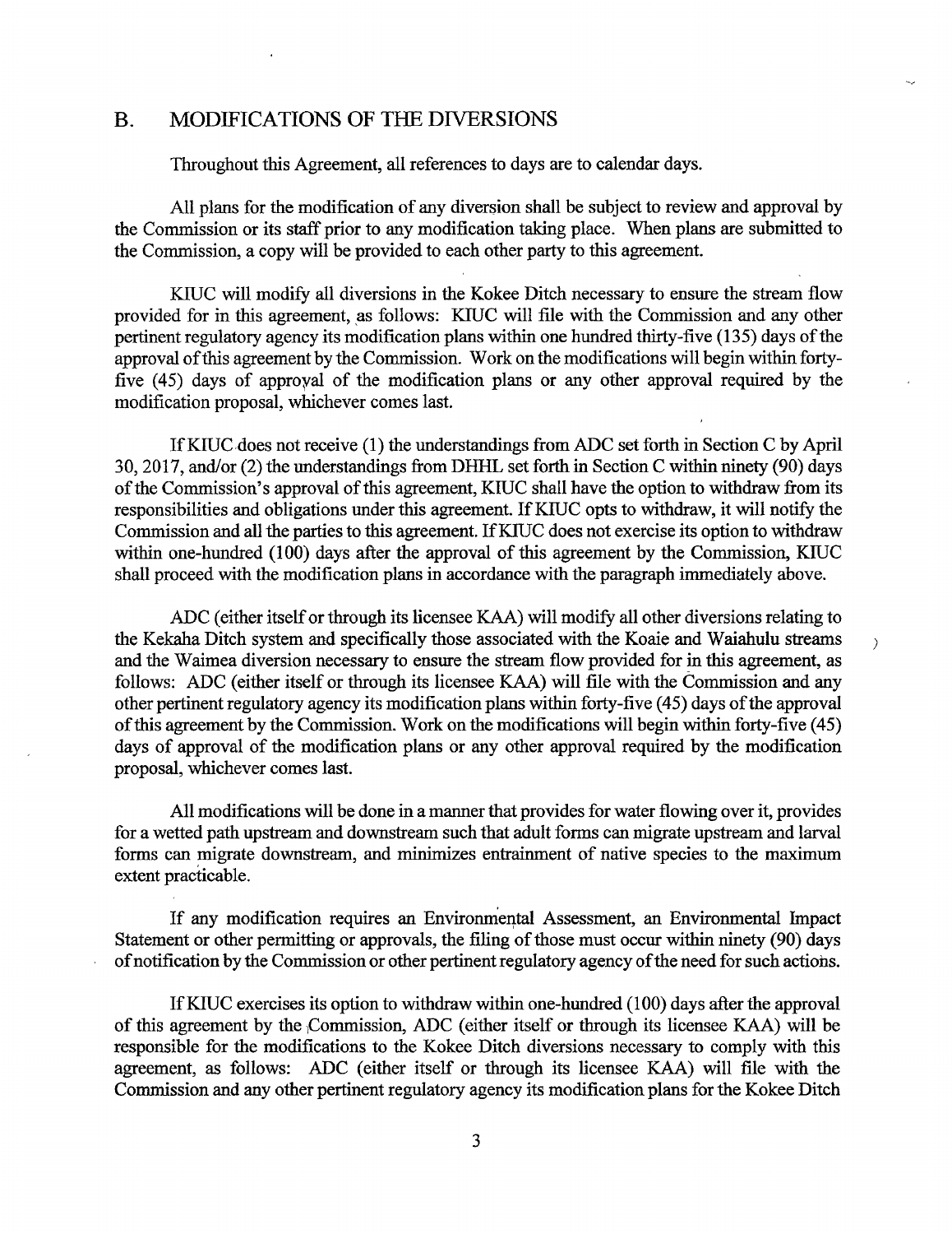## B. MODIFICATIONS OF THE DIVERSIONS

Throughout this Agreement, all references to days are to calendar days.

All plans for the modification of any diversion shall be subject to review and approval by the Commission or its staff prior to any modification taking place. When plans are submitted to the Commission, a copy will be provided to each other party to this agreement.

KIUC will modify all diversions in the Kokee Ditch necessary to ensure the stream flow provided for in this agreement, as follows: KIUC will file with the Commission and any other pertinent regulatory agency its modification plans within one hundred thirty-five (135) days of the approval of this agreement by the Commission. Work on the modifications will begin within forty-five (45) days of approval of the modification plans or any other approval required by the modification proposal, whichever comes last.

If KIUC does not receive (1) the understandings from ADC set forth in Section C by April 30, 2017, and/or (2) the understandings from DHHL set forth in Section C within ninety (90) days of the Commission's approval of this agreement, KIUC shall have the option to withdraw from its responsibilities and obligations under this agreement. If KIUC opts to withdraw, it will notify the Commission and all the parties to this agreement. If KIUC does not exercise its option to withdraw within one-hundred (100) days after the approval of this agreement by the Commission, KIUC shall proceed with the modification plans in accordance with the paragraph immediately above.

ADC (either itself or through its licensee KAA) will modify all other diversions relating to the Kekaha Ditch system and specifically those associated with the Koaie and Waiahulu streams and the Waimea diversion necessary to ensure the stream flow provided for in this agreement, as follows: ADC (either itself or through its licensee KAA) will file with the Commission and any other pertinent regulatory agency its modification plans within forty-five (45) days of the approval of this agreement by the Commission. Work on the modifications will begin within forty-five (45) days of approval of the modification plans or any other approval required by the modification proposal, whichever comes last.

All modifications will be done in a manner that provides for water flowing over it, provides for a wetted path upstream and downstream such that adult forms can migrate upstream and larval forms can migrate downstream, and minimizes entrainment of native species to the maximum extent practicable.

If any modification requires an Environmental Assessment, an Environmental Impact Statement or other permitting or approvals, the filing of those must occur within ninety (90) days of notification by the Commission or other pertinent regulatory agency of the need for such actions.

If KIUC exercises its option to withdraw within one-hundred (100) days after the approval of this agreement by the Commission, ADC (either itself or through its licensee KAA) will be responsible for the modifications to the Kokee Ditch diversions necessary to comply with this agreement, as follows: ADC (either itself or through its licensee KAA) will file with the Commission and any other pertinent regulatory agency its modification plans for the Kokee Ditch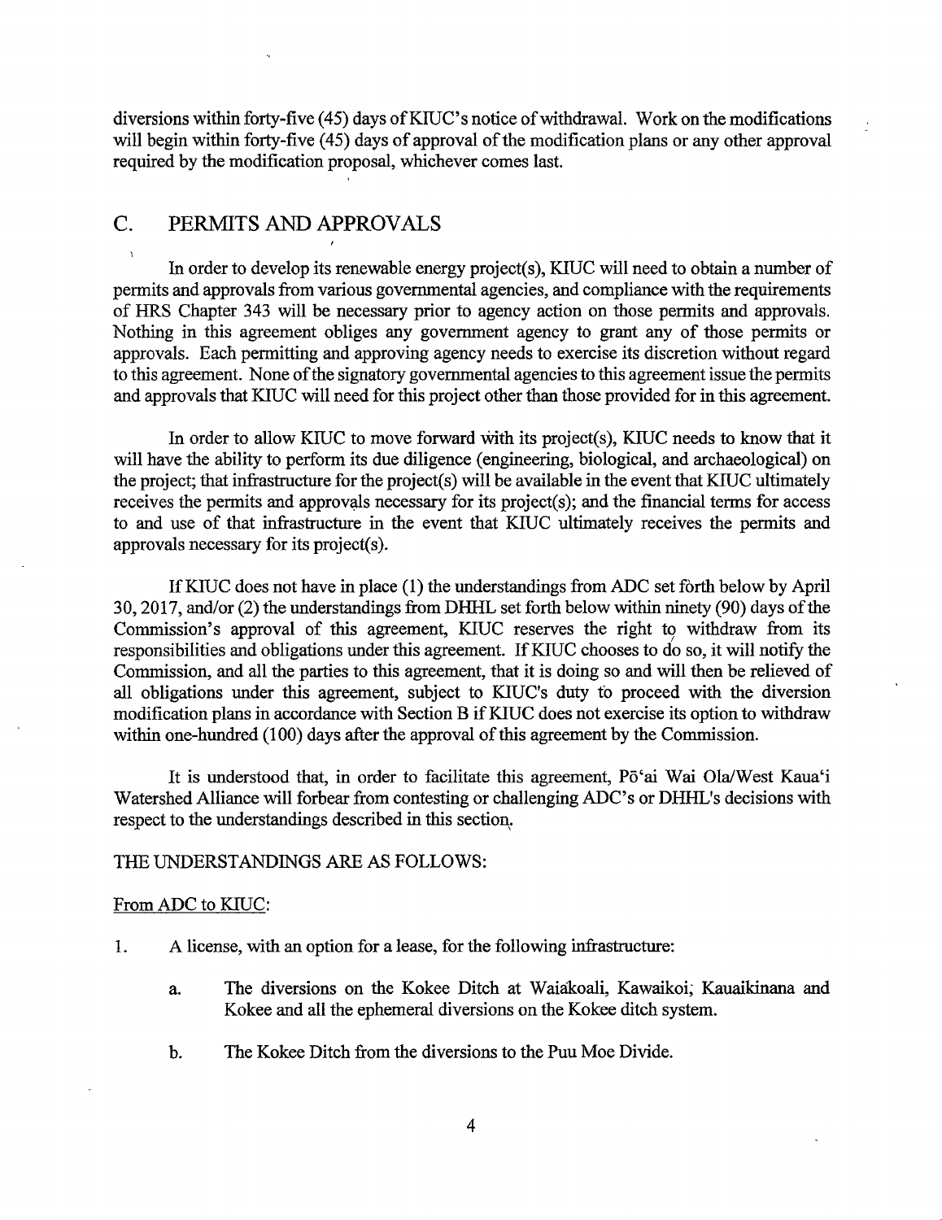diversions within forty-five (45) days of KIUC's notice of withdrawal. Work on the modifications will begin within forty-five (45) days of approval of the modification plans or any other approval required by the modification proposal, whichever comes last.

## C. PERMITS AND APPROVALS

In order to develop its renewable energy project(s), KIUC will need to obtain a number of permits and approvals from various governmental agencies, and compliance with the requirements of HRS Chapter 343 will be necessary prior to agency action on those permits and approvals. Nothing in this agreement obliges any government agency to grant any of those permits or approvals. Each permitting and approving agency needs to exercise its discretion without regard to this agreement. None of the signatory governmental agencies to this agreement issue the permits and approvals that KIUC will need for this project other than those provided for in this agreement.

In order to allow KIUC to move forward with its project(s), KIUC needs to know that it will have the ability to perform its due diligence (engineering, biological, and archaeological) on the project; that infrastructure for the project(s) will be available in the event that KIUC ultimately receives the permits and approvals necessary for its project(s); and the financial terms for access to and use of that infrastructure in the event that KIUC ultimately receives the permits and approvals necessary for its project(s).

If KIUC does not have in place (1) the understandings from ADC set forth below by April 30, 2017, and/or (2) the understandings from DHHL set forth below within ninety (90) days of the Commission's approval of this agreement, KIUC reserves the right to withdraw from its responsibilities and obligations under this agreement. If KIUC chooses to do so, it will notify the Commission, and all the parties to this agreement, that it is doing so and will then be relieved of all obligations under this agreement, subject to KIUC's duty to proceed with the diversion modification plans in accordance with Section B if KIUC does not exercise its option to withdraw within one-hundred (100) days after the approval of this agreement by the Commission.

It is understood that, in order to facilitate this agreement, Pōʻai Wai Ola/West Kauaʻi Watershed Alliance will forbear from contesting or challenging ADC's or DHHL's decisions with respect to the understandings described in this section.

THE UNDERSTANDINGS ARE AS FOLLOWS:

From ADC to KIUC:

1. A license, with an option for a lease, for the following infrastructure:

   a. The diversions on the Kokee Ditch at Waiakoali, Kawaikoi, Kauaikinana and Kokee and all the ephemeral diversions on the Kokee ditch system.

   b. The Kokee Ditch from the diversions to the Puu Moe Divide.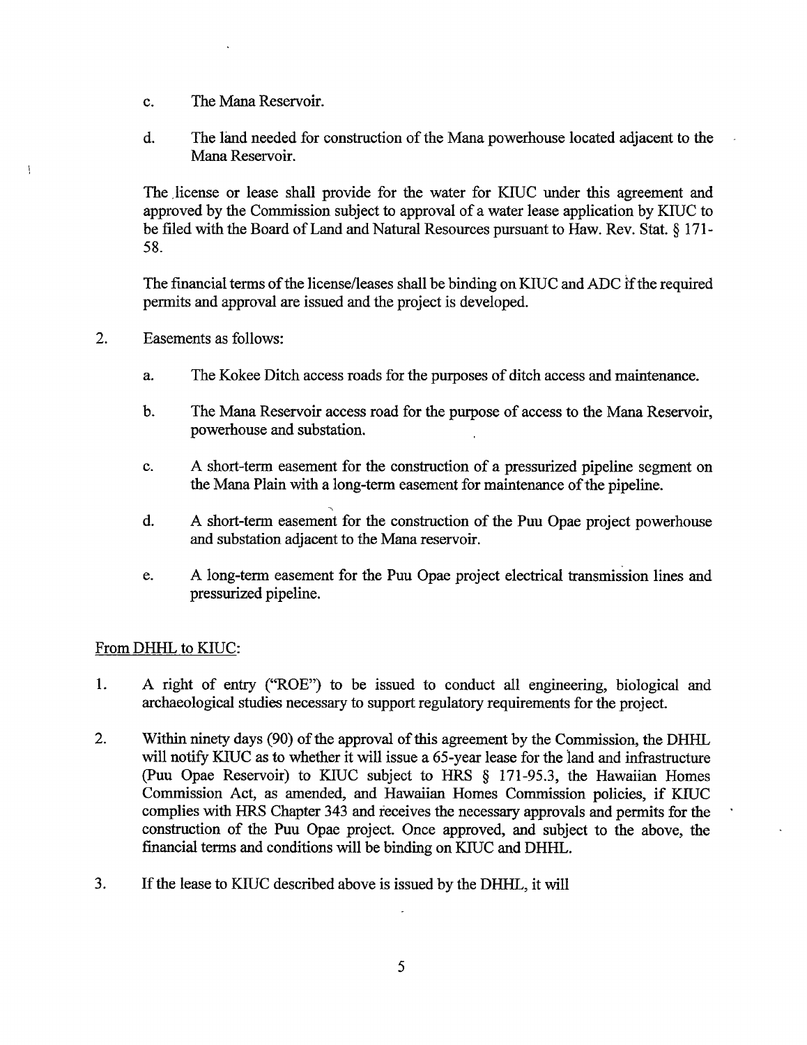c. The Mana Reservoir.

d. The land needed for construction of the Mana powerhouse located adjacent to the Mana Reservoir.

The license or lease shall provide for the water for KIUC under this agreement and approved by the Commission subject to approval of a water lease application by KIUC to be filed with the Board of Land and Natural Resources pursuant to Haw. Rev. Stat. § 171-58.

The financial terms of the license/leases shall be binding on KIUC and ADC if the required permits and approval are issued and the project is developed.

2. Easements as follows:

   a. The Kokee Ditch access roads for the purposes of ditch access and maintenance.

   b. The Mana Reservoir access road for the purpose of access to the Mana Reservoir, powerhouse and substation.

   c. A short-term easement for the construction of a pressurized pipeline segment on the Mana Plain with a long-term easement for maintenance of the pipeline.

   d. A short-term easement for the construction of the Puu Opae project powerhouse and substation adjacent to the Mana reservoir.

   e. A long-term easement for the Puu Opae project electrical transmission lines and pressurized pipeline.

From DHHL to KIUC:

1. A right of entry ("ROE") to be issued to conduct all engineering, biological and archaeological studies necessary to support regulatory requirements for the project.

2. Within ninety days (90) of the approval of this agreement by the Commission, the DHHL will notify KIUC as to whether it will issue a 65-year lease for the land and infrastructure (Puu Opae Reservoir) to KIUC subject to HRS § 171-95.3, the Hawaiian Homes Commission Act, as amended, and Hawaiian Homes Commission policies, if KIUC complies with HRS Chapter 343 and receives the necessary approvals and permits for the construction of the Puu Opae project. Once approved, and subject to the above, the financial terms and conditions will be binding on KIUC and DHHL.

3. If the lease to KIUC described above is issued by the DHHL, it will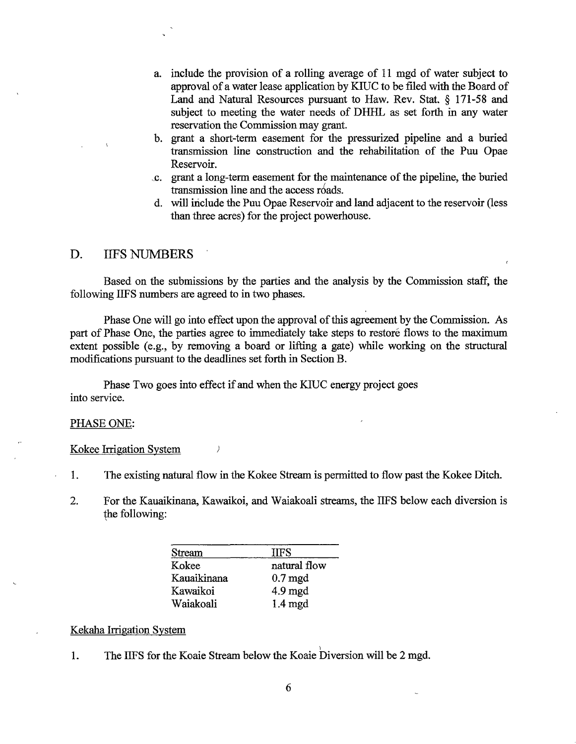a. include the provision of a rolling average of 11 mgd of water subject to approval of a water lease application by KIUC to be filed with the Board of Land and Natural Resources pursuant to Haw. Rev. Stat. § 171-58 and subject to meeting the water needs of DHHL as set forth in any water reservation the Commission may grant.
b. grant a short-term easement for the pressurized pipeline and a buried transmission line construction and the rehabilitation of the Puu Opae Reservoir.
c. grant a long-term easement for the maintenance of the pipeline, the buried transmission line and the access roads.
d. will include the Puu Opae Reservoir and land adjacent to the reservoir (less than three acres) for the project powerhouse.

## D. IIFS NUMBERS

Based on the submissions by the parties and the analysis by the Commission staff, the following IIFS numbers are agreed to in two phases.

Phase One will go into effect upon the approval of this agreement by the Commission. As part of Phase One, the parties agree to immediately take steps to restore flows to the maximum extent possible (e.g., by removing a board or lifting a gate) while working on the structural modifications pursuant to the deadlines set forth in Section B.

Phase Two goes into effect if and when the KIUC energy project goes into service.

PHASE ONE:

Kokee Irrigation System

1. The existing natural flow in the Kokee Stream is permitted to flow past the Kokee Ditch.

2. For the Kauaikinana, Kawaikoi, and Waiakoali streams, the IIFS below each diversion is the following:

| Stream | IIFS |
|---|---|
| Kokee | natural flow |
| Kauaikinana | 0.7 mgd |
| Kawaikoi | 4.9 mgd |
| Waiakoali | 1.4 mgd |

Kekaha Irrigation System

1. The IIFS for the Koaie Stream below the Koaie Diversion will be 2 mgd.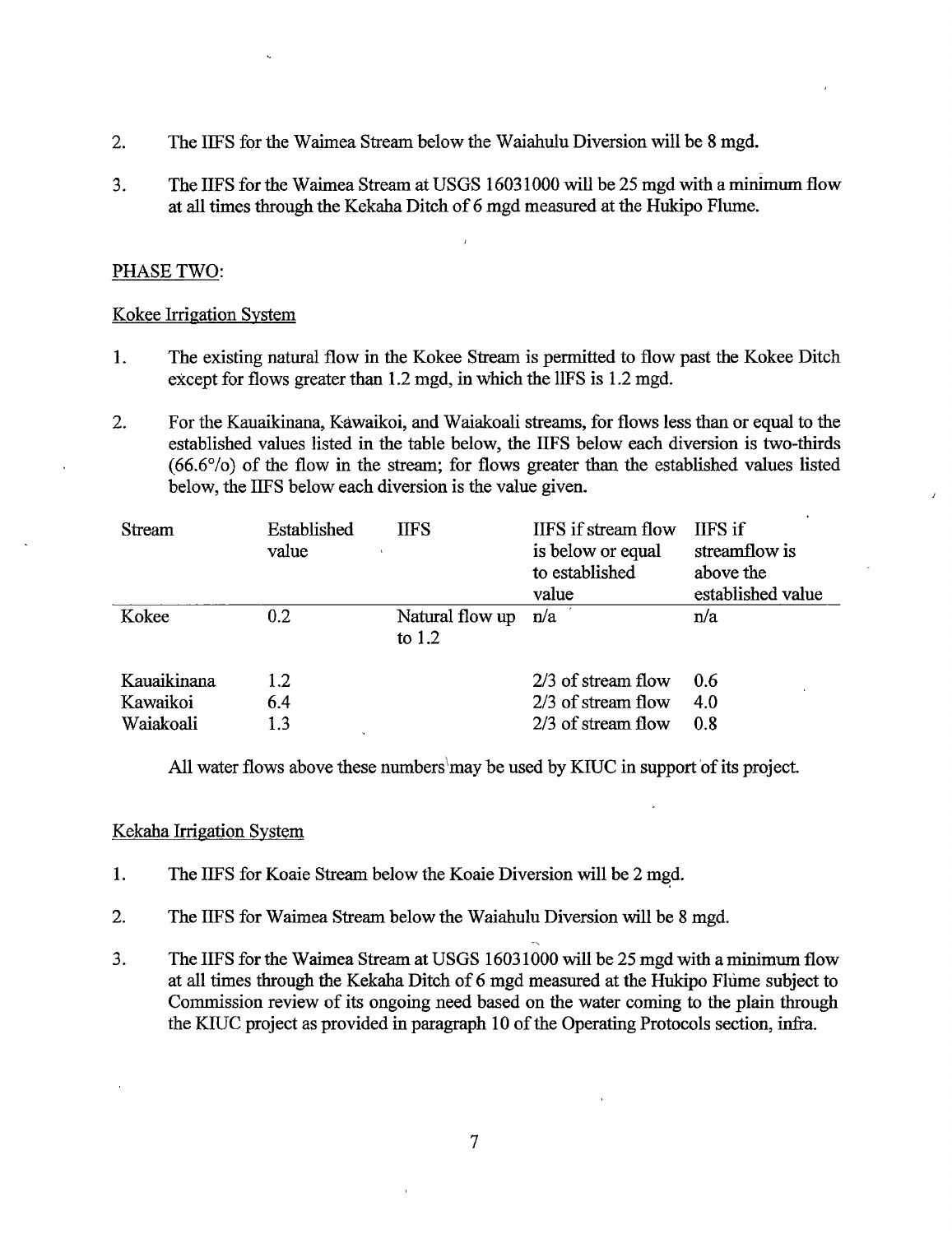2. The IIFS for the Waimea Stream below the Waiahulu Diversion will be 8 mgd.

3. The IIFS for the Waimea Stream at USGS 16031000 will be 25 mgd with a minimum flow at all times through the Kekaha Ditch of 6 mgd measured at the Hukipo Flume.

PHASE TWO:

Kokee Irrigation System

1. The existing natural flow in the Kokee Stream is permitted to flow past the Kokee Ditch except for flows greater than 1.2 mgd, in which the IIFS is 1.2 mgd.

2. For the Kauaikinana, Kawaikoi, and Waiakoali streams, for flows less than or equal to the established values listed in the table below, the IIFS below each diversion is two-thirds (66.6%) of the flow in the stream; for flows greater than the established values listed below, the IIFS below each diversion is the value given.

| Stream | Established value | IIFS | IIFS if stream flow is below or equal to established value | IIFS if streamflow is above the established value |
|---|---|---|---|---|
| Kokee | 0.2 | Natural flow up to 1.2 | n/a | n/a |
| Kauaikinana | 1.2 | | 2/3 of stream flow | 0.6 |
| Kawaikoi | 6.4 | | 2/3 of stream flow | 4.0 |
| Waiakoali | 1.3 | | 2/3 of stream flow | 0.8 |

All water flows above these numbers may be used by KIUC in support of its project.

Kekaha Irrigation System

1. The IIFS for Koaie Stream below the Koaie Diversion will be 2 mgd.

2. The IIFS for Waimea Stream below the Waiahulu Diversion will be 8 mgd.

3. The IIFS for the Waimea Stream at USGS 16031000 will be 25 mgd with a minimum flow at all times through the Kekaha Ditch of 6 mgd measured at the Hukipo Flume subject to Commission review of its ongoing need based on the water coming to the plain through the KIUC project as provided in paragraph 10 of the Operating Protocols section, infra.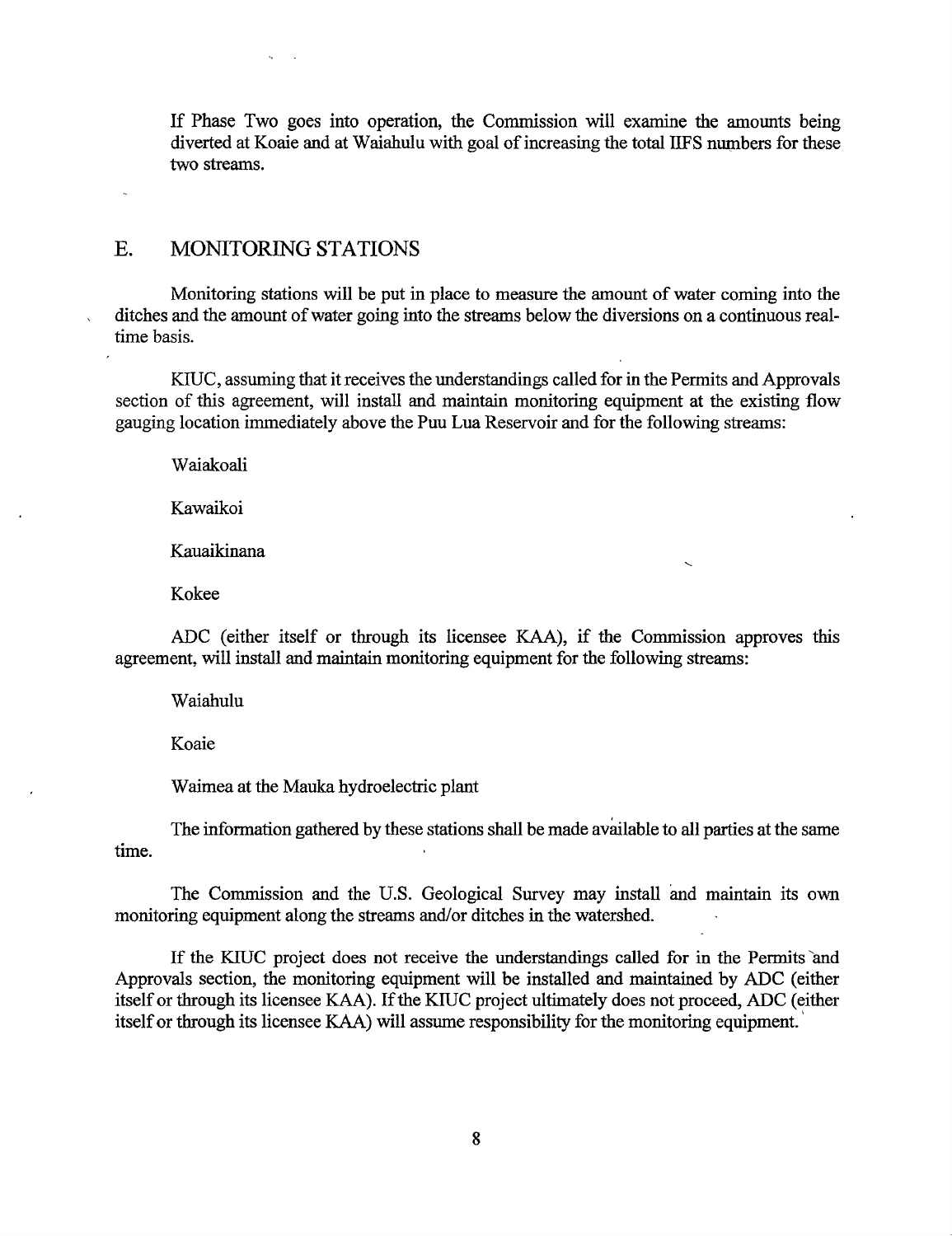If Phase Two goes into operation, the Commission will examine the amounts being diverted at Koaie and at Waiahulu with goal of increasing the total IIFS numbers for these two streams.

## E. MONITORING STATIONS

Monitoring stations will be put in place to measure the amount of water coming into the ditches and the amount of water going into the streams below the diversions on a continuous real-time basis.

KIUC, assuming that it receives the understandings called for in the Permits and Approvals section of this agreement, will install and maintain monitoring equipment at the existing flow gauging location immediately above the Puu Lua Reservoir and for the following streams:

Waiakoali

Kawaikoi

Kauaikinana

Kokee

ADC (either itself or through its licensee KAA), if the Commission approves this agreement, will install and maintain monitoring equipment for the following streams:

Waiahulu

Koaie

Waimea at the Mauka hydroelectric plant

The information gathered by these stations shall be made available to all parties at the same time.

The Commission and the U.S. Geological Survey may install and maintain its own monitoring equipment along the streams and/or ditches in the watershed.

If the KIUC project does not receive the understandings called for in the Permits and Approvals section, the monitoring equipment will be installed and maintained by ADC (either itself or through its licensee KAA). If the KIUC project ultimately does not proceed, ADC (either itself or through its licensee KAA) will assume responsibility for the monitoring equipment.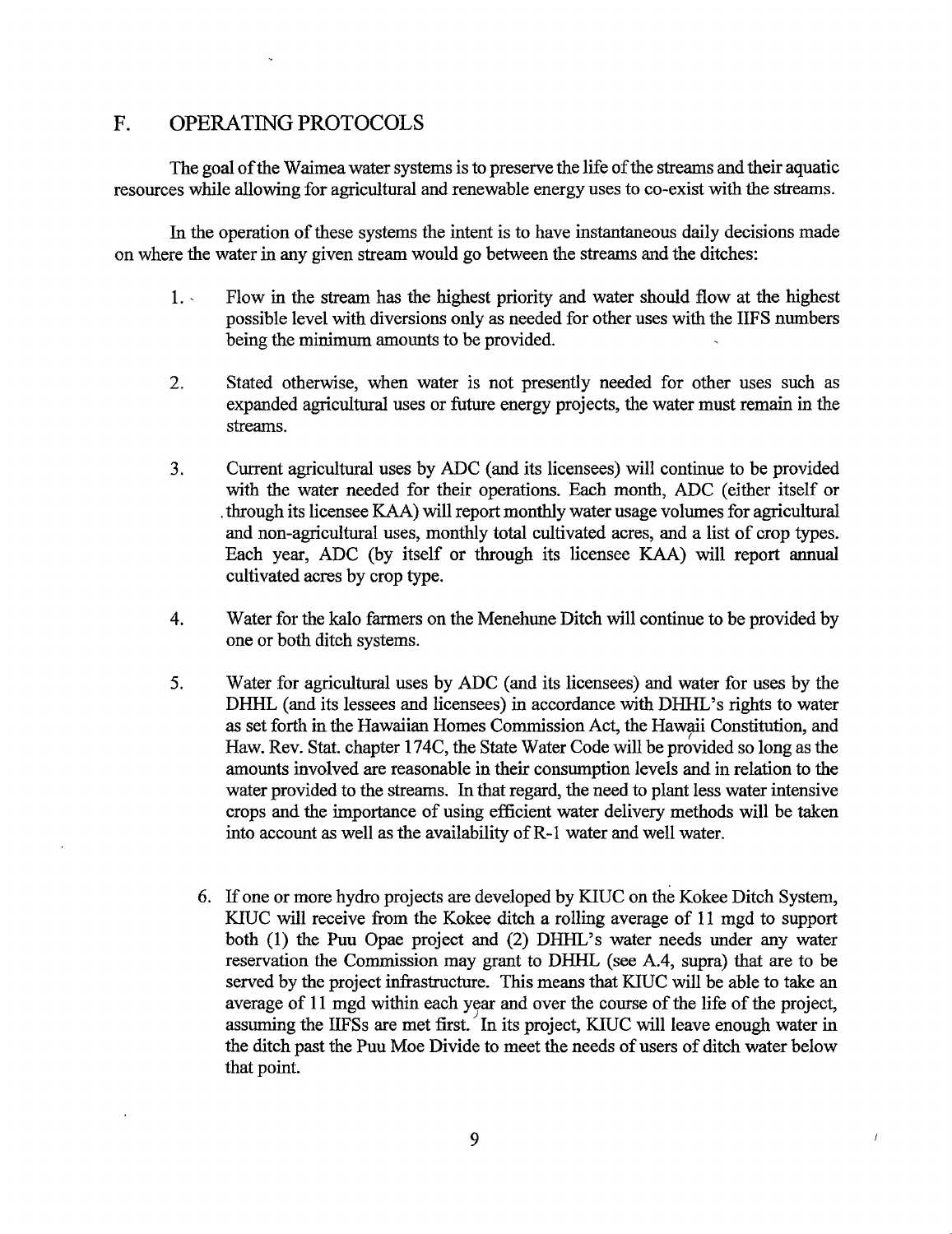## F. OPERATING PROTOCOLS

The goal of the Waimea water systems is to preserve the life of the streams and their aquatic resources while allowing for agricultural and renewable energy uses to co-exist with the streams.

In the operation of these systems the intent is to have instantaneous daily decisions made on where the water in any given stream would go between the streams and the ditches:

1. Flow in the stream has the highest priority and water should flow at the highest possible level with diversions only as needed for other uses with the IIFS numbers being the minimum amounts to be provided.

2. Stated otherwise, when water is not presently needed for other uses such as expanded agricultural uses or future energy projects, the water must remain in the streams.

3. Current agricultural uses by ADC (and its licensees) will continue to be provided with the water needed for their operations. Each month, ADC (either itself or through its licensee KAA) will report monthly water usage volumes for agricultural and non-agricultural uses, monthly total cultivated acres, and a list of crop types. Each year, ADC (by itself or through its licensee KAA) will report annual cultivated acres by crop type.

4. Water for the kalo farmers on the Menehune Ditch will continue to be provided by one or both ditch systems.

5. Water for agricultural uses by ADC (and its licensees) and water for uses by the DHHL (and its lessees and licensees) in accordance with DHHL's rights to water as set forth in the Hawaiian Homes Commission Act, the Hawaii Constitution, and Haw. Rev. Stat. chapter 174C, the State Water Code will be provided so long as the amounts involved are reasonable in their consumption levels and in relation to the water provided to the streams. In that regard, the need to plant less water intensive crops and the importance of using efficient water delivery methods will be taken into account as well as the availability of R-1 water and well water.

6. If one or more hydro projects are developed by KIUC on the Kokee Ditch System, KIUC will receive from the Kokee ditch a rolling average of 11 mgd to support both (1) the Puu Opae project and (2) DHHL's water needs under any water reservation the Commission may grant to DHHL (see A.4, supra) that are to be served by the project infrastructure. This means that KIUC will be able to take an average of 11 mgd within each year and over the course of the life of the project, assuming the IIFSs are met first. In its project, KIUC will leave enough water in the ditch past the Puu Moe Divide to meet the needs of users of ditch water below that point.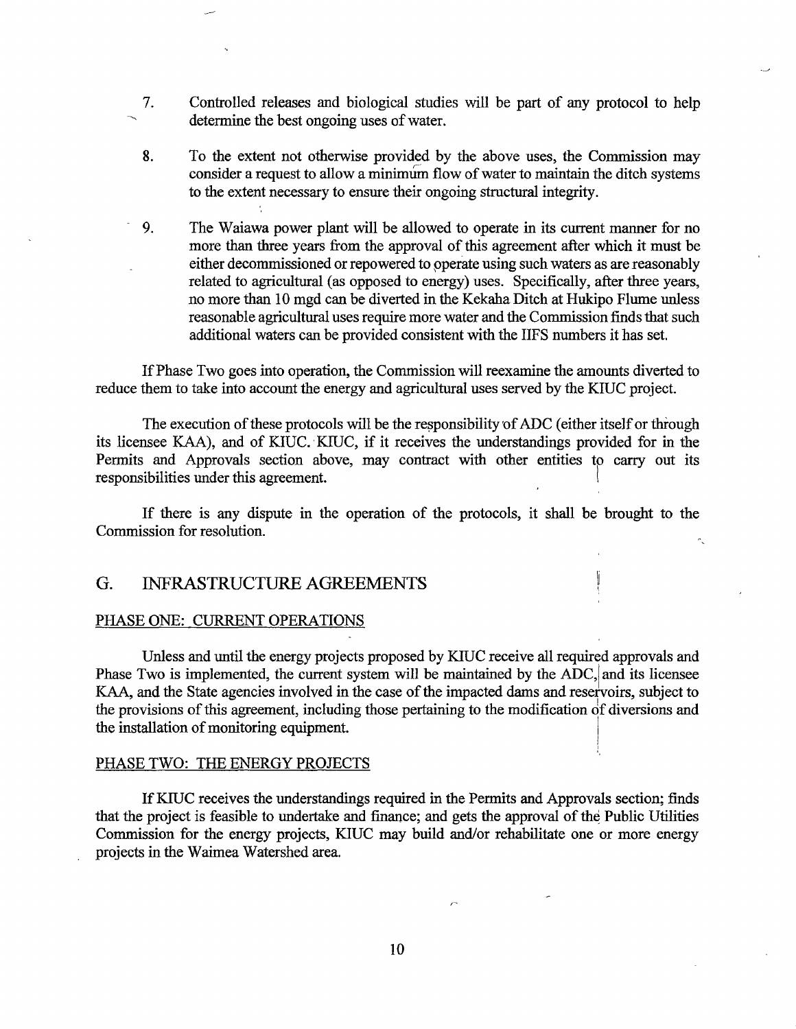7. Controlled releases and biological studies will be part of any protocol to help determine the best ongoing uses of water.

8. To the extent not otherwise provided by the above uses, the Commission may consider a request to allow a minimum flow of water to maintain the ditch systems to the extent necessary to ensure their ongoing structural integrity.

9. The Waiawa power plant will be allowed to operate in its current manner for no more than three years from the approval of this agreement after which it must be either decommissioned or repowered to operate using such waters as are reasonably related to agricultural (as opposed to energy) uses. Specifically, after three years, no more than 10 mgd can be diverted in the Kekaha Ditch at Hukipo Flume unless reasonable agricultural uses require more water and the Commission finds that such additional waters can be provided consistent with the IIFS numbers it has set.

If Phase Two goes into operation, the Commission will reexamine the amounts diverted to reduce them to take into account the energy and agricultural uses served by the KIUC project.

The execution of these protocols will be the responsibility of ADC (either itself or through its licensee KAA), and of KIUC. KIUC, if it receives the understandings provided for in the Permits and Approvals section above, may contract with other entities to carry out its responsibilities under this agreement.

If there is any dispute in the operation of the protocols, it shall be brought to the Commission for resolution.

## G. INFRASTRUCTURE AGREEMENTS

### PHASE ONE: CURRENT OPERATIONS

Unless and until the energy projects proposed by KIUC receive all required approvals and Phase Two is implemented, the current system will be maintained by the ADC, and its licensee KAA, and the State agencies involved in the case of the impacted dams and reservoirs, subject to the provisions of this agreement, including those pertaining to the modification of diversions and the installation of monitoring equipment.

### PHASE TWO: THE ENERGY PROJECTS

If KIUC receives the understandings required in the Permits and Approvals section; finds that the project is feasible to undertake and finance; and gets the approval of the Public Utilities Commission for the energy projects, KIUC may build and/or rehabilitate one or more energy projects in the Waimea Watershed area.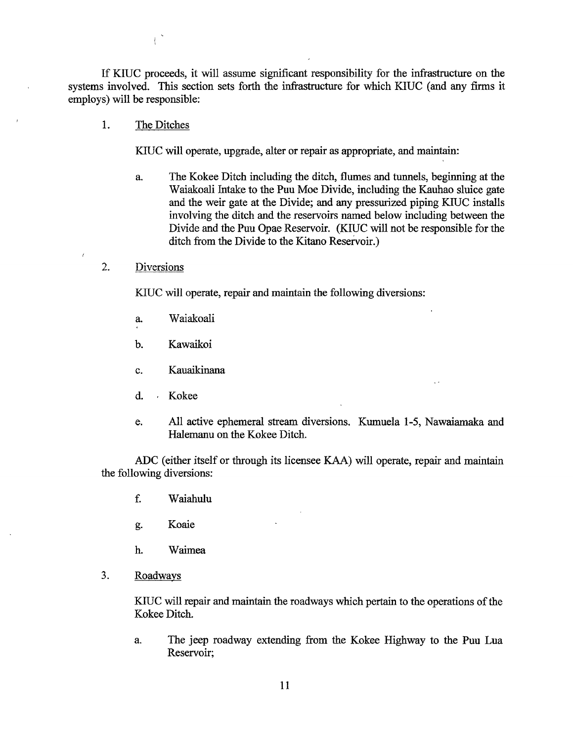If KIUC proceeds, it will assume significant responsibility for the infrastructure on the systems involved. This section sets forth the infrastructure for which KIUC (and any firms it employs) will be responsible:

1. <u>The Ditches</u>

   KIUC will operate, upgrade, alter or repair as appropriate, and maintain:

   a. The Kokee Ditch including the ditch, flumes and tunnels, beginning at the Waiakoali Intake to the Puu Moe Divide, including the Kauhao sluice gate and the weir gate at the Divide; and any pressurized piping KIUC installs involving the ditch and the reservoirs named below including between the Divide and the Puu Opae Reservoir. (KIUC will not be responsible for the ditch from the Divide to the Kitano Reservoir.)

2. <u>Diversions</u>

   KIUC will operate, repair and maintain the following diversions:

   a. Waiakoali

   b. Kawaikoi

   c. Kauaikinana

   d. Kokee

   e. All active ephemeral stream diversions. Kumuela 1-5, Nawaiamaka and Halemanu on the Kokee Ditch.

   ADC (either itself or through its licensee KAA) will operate, repair and maintain the following diversions:

   f. Waiahulu

   g. Koaie

   h. Waimea

3. <u>Roadways</u>

   KIUC will repair and maintain the roadways which pertain to the operations of the Kokee Ditch.

   a. The jeep roadway extending from the Kokee Highway to the Puu Lua Reservoir;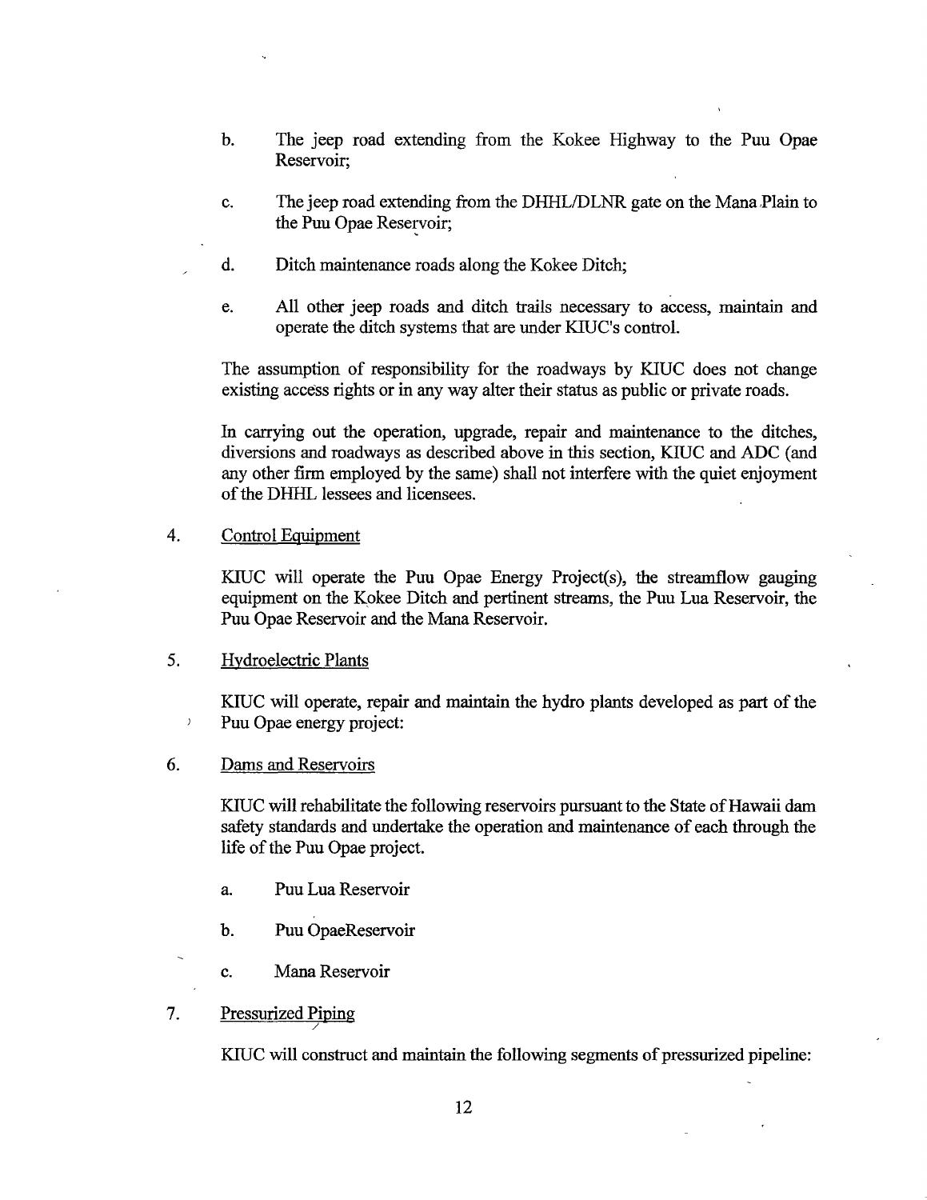b. The jeep road extending from the Kokee Highway to the Puu Opae Reservoir;

c. The jeep road extending from the DHHL/DLNR gate on the Mana Plain to the Puu Opae Reservoir;

d. Ditch maintenance roads along the Kokee Ditch;

e. All other jeep roads and ditch trails necessary to access, maintain and operate the ditch systems that are under KIUC's control.

The assumption of responsibility for the roadways by KIUC does not change existing access rights or in any way alter their status as public or private roads.

In carrying out the operation, upgrade, repair and maintenance to the ditches, diversions and roadways as described above in this section, KIUC and ADC (and any other firm employed by the same) shall not interfere with the quiet enjoyment of the DHHL lessees and licensees.

4. Control Equipment

KIUC will operate the Puu Opae Energy Project(s), the streamflow gauging equipment on the Kokee Ditch and pertinent streams, the Puu Lua Reservoir, the Puu Opae Reservoir and the Mana Reservoir.

5. Hydroelectric Plants

KIUC will operate, repair and maintain the hydro plants developed as part of the Puu Opae energy project:

6. Dams and Reservoirs

KIUC will rehabilitate the following reservoirs pursuant to the State of Hawaii dam safety standards and undertake the operation and maintenance of each through the life of the Puu Opae project.

a. Puu Lua Reservoir

b. Puu OpaeReservoir

c. Mana Reservoir

7. Pressurized Piping

KIUC will construct and maintain the following segments of pressurized pipeline: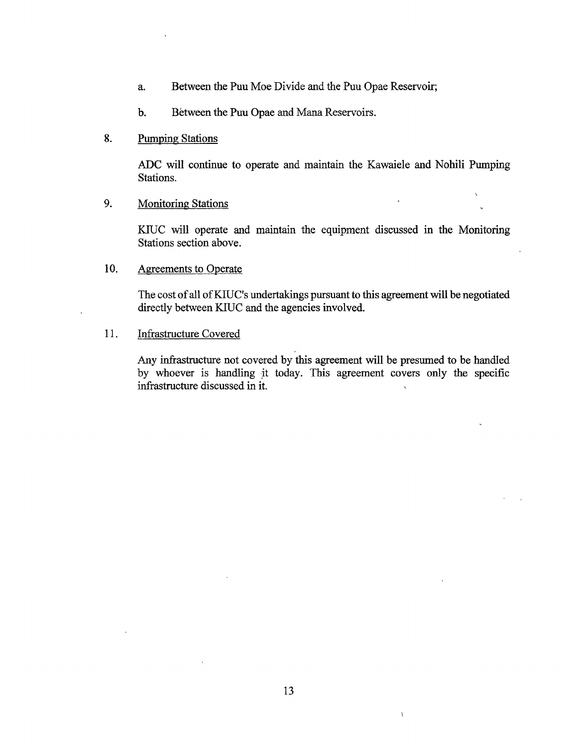a. Between the Puu Moe Divide and the Puu Opae Reservoir;

b. Between the Puu Opae and Mana Reservoirs.

8. Pumping Stations

   ADC will continue to operate and maintain the Kawaiele and Nohili Pumping Stations.

9. Monitoring Stations

   KIUC will operate and maintain the equipment discussed in the Monitoring Stations section above.

10. Agreements to Operate

    The cost of all of KIUC's undertakings pursuant to this agreement will be negotiated directly between KIUC and the agencies involved.

11. Infrastructure Covered

    Any infrastructure not covered by this agreement will be presumed to be handled by whoever is handling it today. This agreement covers only the specific infrastructure discussed in it.